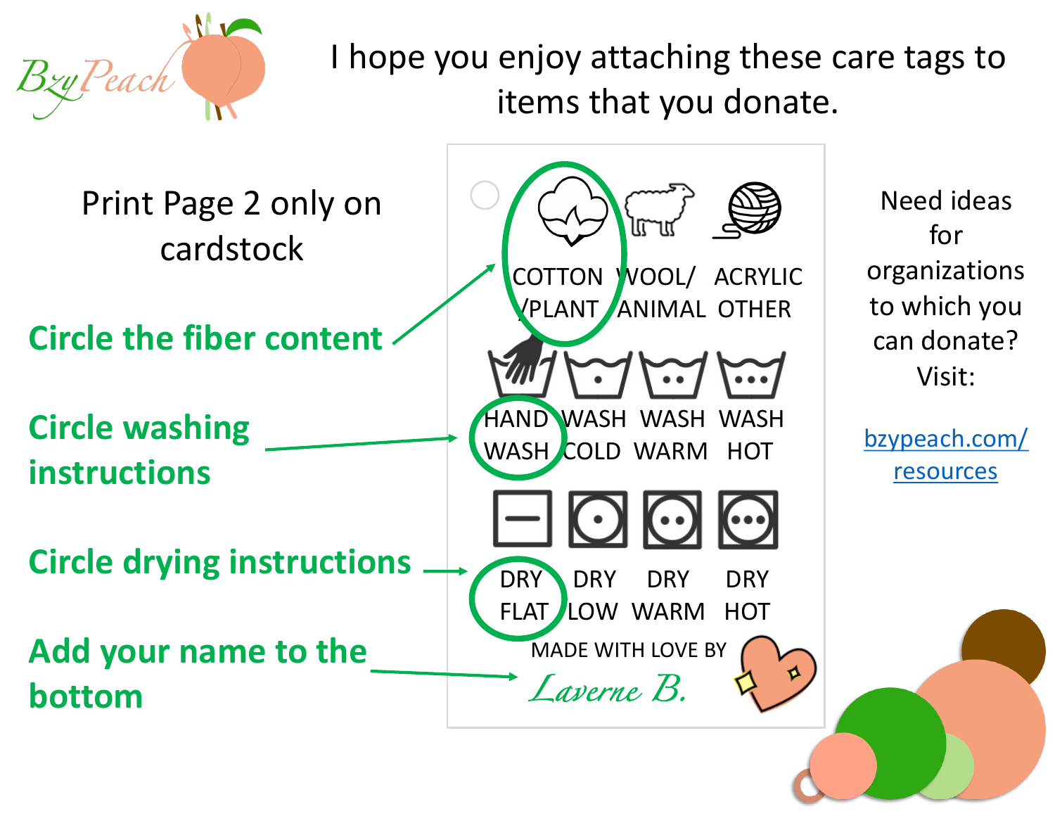BzyPeach

I hope you enjoy attaching these care tags to items that you donate.

Print Page 2 only on cardstock

**Circle the fiber content**

**Circle washing instructions**

**Circle drying instructions**

**Add your name to the bottom**

| COTTON /PLANT | WOOL/ ANIMAL | ACRYLIC OTHER |
|---|---|---|

| HAND WASH | WASH COLD | WASH WARM | WASH HOT |
|---|---|---|---|

| DRY FLAT | DRY LOW | DRY WARM | DRY HOT |
|---|---|---|---|

MADE WITH LOVE BY

*Laverne B.*

Need ideas for organizations to which you can donate? Visit:

[bzypeach.com/resources](bzypeach.com/resources)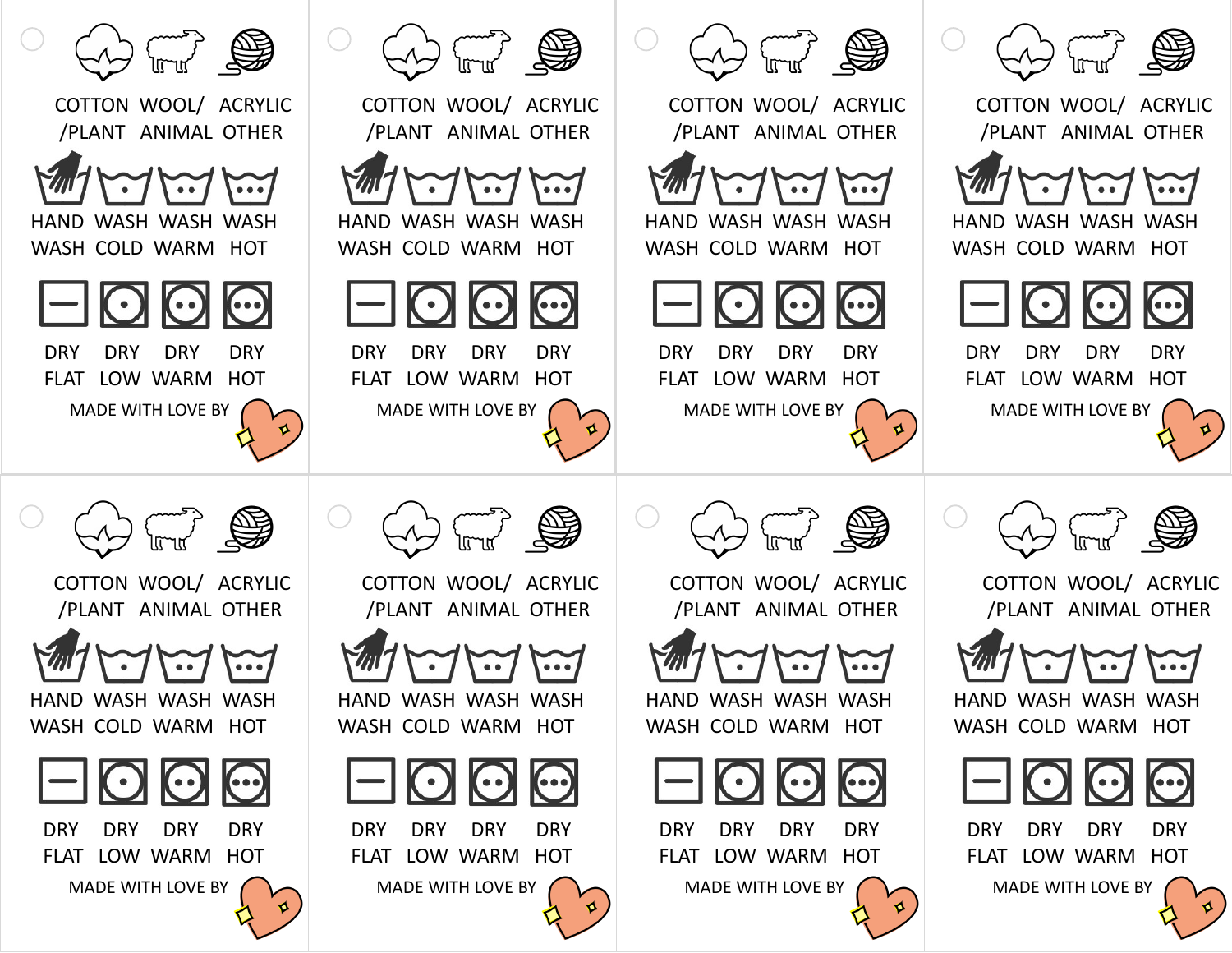COTTON /PLANT | WOOL/ ANIMAL | ACRYLIC OTHER

HAND WASH | WASH COLD | WASH WARM | WASH HOT

DRY FLAT | DRY LOW | DRY WARM | DRY HOT

MADE WITH LOVE BY

COTTON /PLANT | WOOL/ ANIMAL | ACRYLIC OTHER

HAND WASH | WASH COLD | WASH WARM | WASH HOT

DRY FLAT | DRY LOW | DRY WARM | DRY HOT

MADE WITH LOVE BY

COTTON /PLANT | WOOL/ ANIMAL | ACRYLIC OTHER

HAND WASH | WASH COLD | WASH WARM | WASH HOT

DRY FLAT | DRY LOW | DRY WARM | DRY HOT

MADE WITH LOVE BY

COTTON /PLANT | WOOL/ ANIMAL | ACRYLIC OTHER

HAND WASH | WASH COLD | WASH WARM | WASH HOT

DRY FLAT | DRY LOW | DRY WARM | DRY HOT

MADE WITH LOVE BY

COTTON /PLANT | WOOL/ ANIMAL | ACRYLIC OTHER

HAND WASH | WASH COLD | WASH WARM | WASH HOT

DRY FLAT | DRY LOW | DRY WARM | DRY HOT

MADE WITH LOVE BY

COTTON /PLANT | WOOL/ ANIMAL | ACRYLIC OTHER

HAND WASH | WASH COLD | WASH WARM | WASH HOT

DRY FLAT | DRY LOW | DRY WARM | DRY HOT

MADE WITH LOVE BY

COTTON /PLANT | WOOL/ ANIMAL | ACRYLIC OTHER

HAND WASH | WASH COLD | WASH WARM | WASH HOT

DRY FLAT | DRY LOW | DRY WARM | DRY HOT

MADE WITH LOVE BY

COTTON /PLANT | WOOL/ ANIMAL | ACRYLIC OTHER

HAND WASH | WASH COLD | WASH WARM | WASH HOT

DRY FLAT | DRY LOW | DRY WARM | DRY HOT

MADE WITH LOVE BY